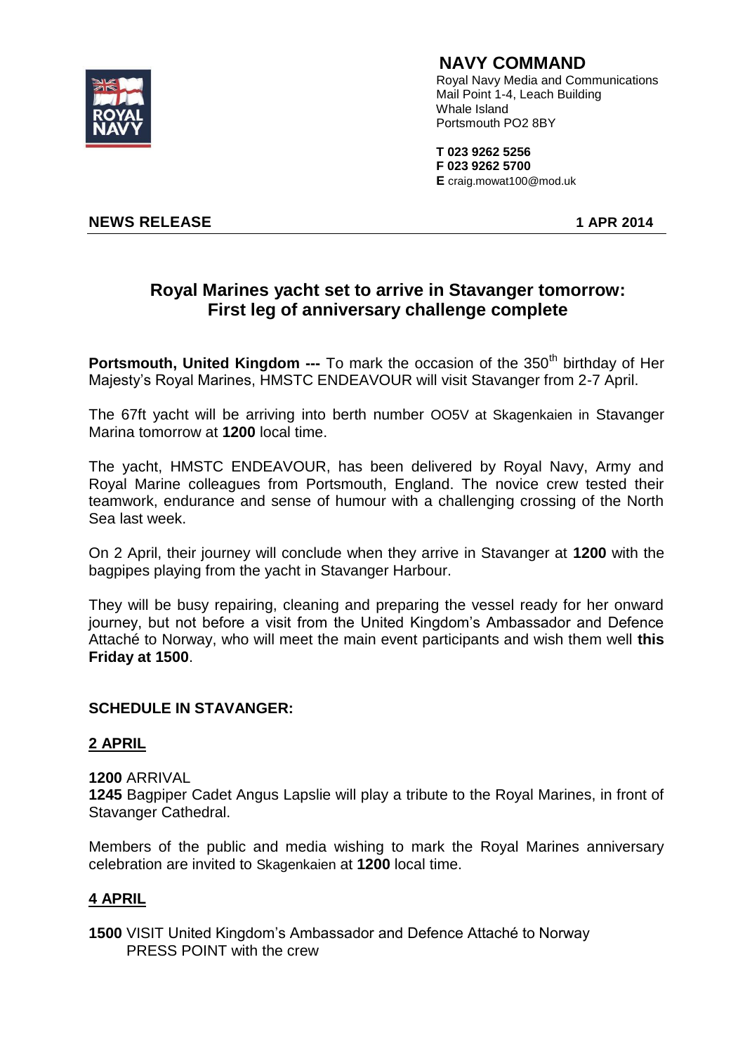# NAVY COMMAND

Royal Navy Media and Communications
Mail Point 1-4, Leach Building
Whale Island
Portsmouth PO2 8BY

**T 023 9262 5256**
**F 023 9262 5700**
**E** craig.mowat100@mod.uk

**NEWS RELEASE** **1 APR 2014**

## Royal Marines yacht set to arrive in Stavanger tomorrow: First leg of anniversary challenge complete

**Portsmouth, United Kingdom ---** To mark the occasion of the 350th birthday of Her Majesty's Royal Marines, HMSTC ENDEAVOUR will visit Stavanger from 2-7 April.

The 67ft yacht will be arriving into berth number OO5V at Skagenkaien in Stavanger Marina tomorrow at **1200** local time.

The yacht, HMSTC ENDEAVOUR, has been delivered by Royal Navy, Army and Royal Marine colleagues from Portsmouth, England. The novice crew tested their teamwork, endurance and sense of humour with a challenging crossing of the North Sea last week.

On 2 April, their journey will conclude when they arrive in Stavanger at **1200** with the bagpipes playing from the yacht in Stavanger Harbour.

They will be busy repairing, cleaning and preparing the vessel ready for her onward journey, but not before a visit from the United Kingdom's Ambassador and Defence Attaché to Norway, who will meet the main event participants and wish them well **this Friday at 1500**.

**SCHEDULE IN STAVANGER:**

**2 APRIL**

**1200** ARRIVAL
**1245** Bagpiper Cadet Angus Lapslie will play a tribute to the Royal Marines, in front of Stavanger Cathedral.

Members of the public and media wishing to mark the Royal Marines anniversary celebration are invited to Skagenkaien at **1200** local time.

**4 APRIL**

**1500** VISIT United Kingdom's Ambassador and Defence Attaché to Norway
PRESS POINT with the crew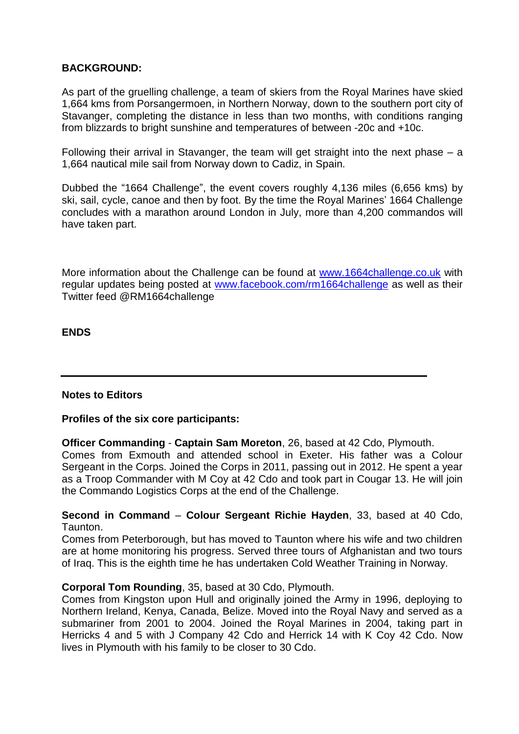**BACKGROUND:**

As part of the gruelling challenge, a team of skiers from the Royal Marines have skied 1,664 kms from Porsangermoen, in Northern Norway, down to the southern port city of Stavanger, completing the distance in less than two months, with conditions ranging from blizzards to bright sunshine and temperatures of between -20c and +10c.

Following their arrival in Stavanger, the team will get straight into the next phase – a 1,664 nautical mile sail from Norway down to Cadiz, in Spain.

Dubbed the "1664 Challenge", the event covers roughly 4,136 miles (6,656 kms) by ski, sail, cycle, canoe and then by foot. By the time the Royal Marines' 1664 Challenge concludes with a marathon around London in July, more than 4,200 commandos will have taken part.

More information about the Challenge can be found at www.1664challenge.co.uk with regular updates being posted at www.facebook.com/rm1664challenge as well as their Twitter feed @RM1664challenge

**ENDS**

---

**Notes to Editors**

**Profiles of the six core participants:**

**Officer Commanding** - **Captain Sam Moreton**, 26, based at 42 Cdo, Plymouth.
Comes from Exmouth and attended school in Exeter. His father was a Colour Sergeant in the Corps. Joined the Corps in 2011, passing out in 2012. He spent a year as a Troop Commander with M Coy at 42 Cdo and took part in Cougar 13. He will join the Commando Logistics Corps at the end of the Challenge.

**Second in Command** – **Colour Sergeant Richie Hayden**, 33, based at 40 Cdo, Taunton.
Comes from Peterborough, but has moved to Taunton where his wife and two children are at home monitoring his progress. Served three tours of Afghanistan and two tours of Iraq. This is the eighth time he has undertaken Cold Weather Training in Norway.

**Corporal Tom Rounding**, 35, based at 30 Cdo, Plymouth.
Comes from Kingston upon Hull and originally joined the Army in 1996, deploying to Northern Ireland, Kenya, Canada, Belize. Moved into the Royal Navy and served as a submariner from 2001 to 2004. Joined the Royal Marines in 2004, taking part in Herricks 4 and 5 with J Company 42 Cdo and Herrick 14 with K Coy 42 Cdo. Now lives in Plymouth with his family to be closer to 30 Cdo.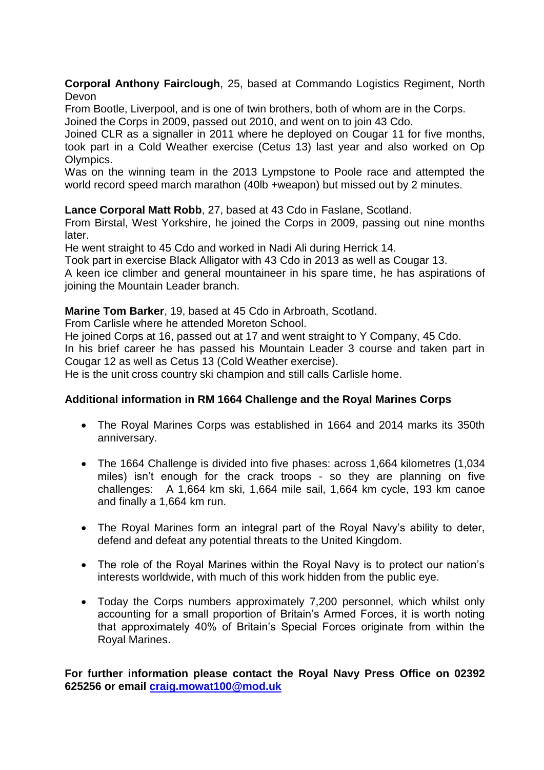**Corporal Anthony Fairclough**, 25, based at Commando Logistics Regiment, North Devon

From Bootle, Liverpool, and is one of twin brothers, both of whom are in the Corps.

Joined the Corps in 2009, passed out 2010, and went on to join 43 Cdo.

Joined CLR as a signaller in 2011 where he deployed on Cougar 11 for five months, took part in a Cold Weather exercise (Cetus 13) last year and also worked on Op Olympics.

Was on the winning team in the 2013 Lympstone to Poole race and attempted the world record speed march marathon (40lb +weapon) but missed out by 2 minutes.

**Lance Corporal Matt Robb**, 27, based at 43 Cdo in Faslane, Scotland.

From Birstal, West Yorkshire, he joined the Corps in 2009, passing out nine months later.

He went straight to 45 Cdo and worked in Nadi Ali during Herrick 14.

Took part in exercise Black Alligator with 43 Cdo in 2013 as well as Cougar 13.

A keen ice climber and general mountaineer in his spare time, he has aspirations of joining the Mountain Leader branch.

**Marine Tom Barker**, 19, based at 45 Cdo in Arbroath, Scotland.

From Carlisle where he attended Moreton School.

He joined Corps at 16, passed out at 17 and went straight to Y Company, 45 Cdo.

In his brief career he has passed his Mountain Leader 3 course and taken part in Cougar 12 as well as Cetus 13 (Cold Weather exercise).

He is the unit cross country ski champion and still calls Carlisle home.

**Additional information in RM 1664 Challenge and the Royal Marines Corps**

- The Royal Marines Corps was established in 1664 and 2014 marks its 350th anniversary.
- The 1664 Challenge is divided into five phases: across 1,664 kilometres (1,034 miles) isn't enough for the crack troops - so they are planning on five challenges: A 1,664 km ski, 1,664 mile sail, 1,664 km cycle, 193 km canoe and finally a 1,664 km run.
- The Royal Marines form an integral part of the Royal Navy's ability to deter, defend and defeat any potential threats to the United Kingdom.
- The role of the Royal Marines within the Royal Navy is to protect our nation's interests worldwide, with much of this work hidden from the public eye.
- Today the Corps numbers approximately 7,200 personnel, which whilst only accounting for a small proportion of Britain's Armed Forces, it is worth noting that approximately 40% of Britain's Special Forces originate from within the Royal Marines.

**For further information please contact the Royal Navy Press Office on 02392 625256 or email [craig.mowat100@mod.uk](mailto:craig.mowat100@mod.uk)**